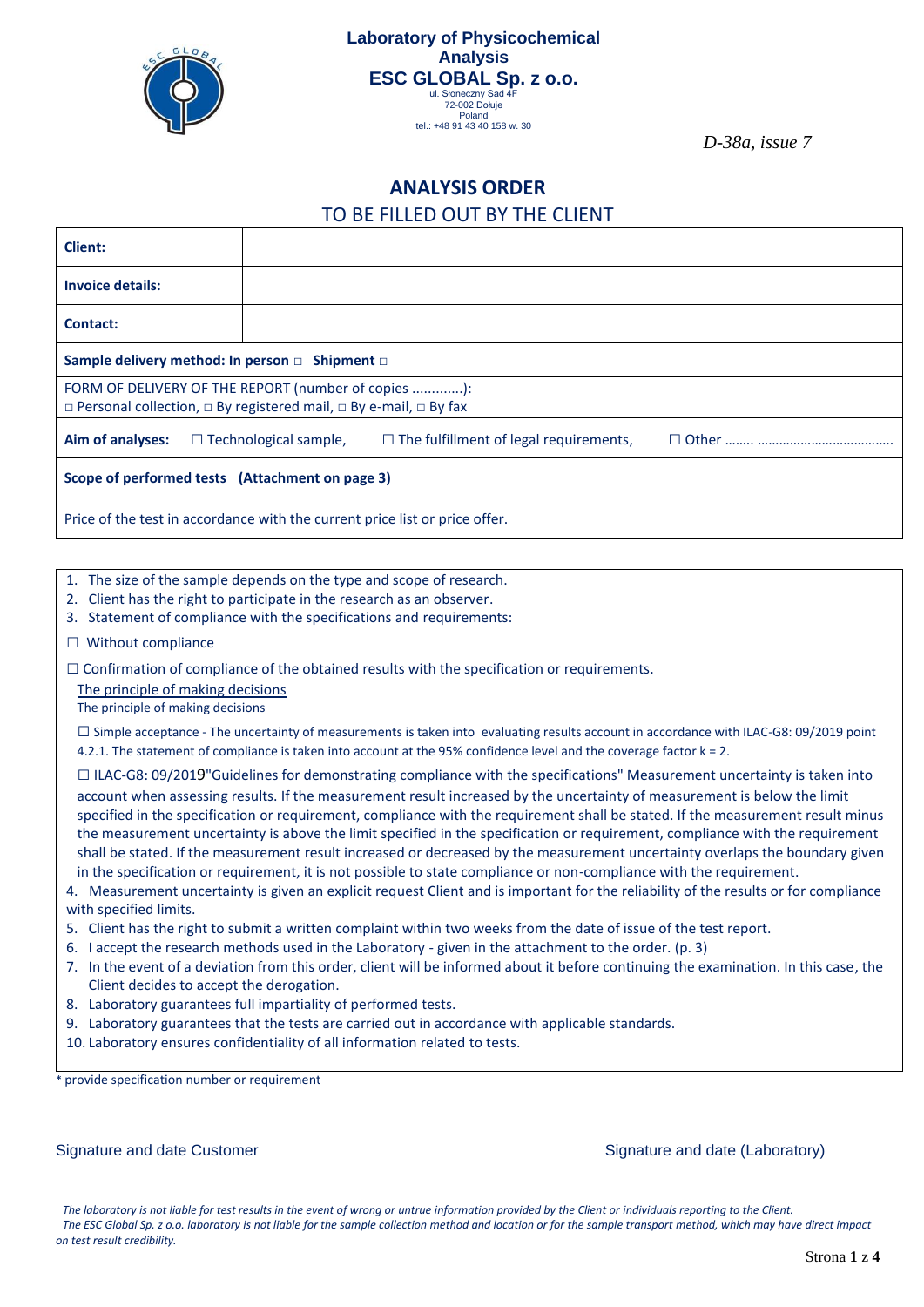**Laboratory of Physicochemical Analysis**
**ESC GLOBAL Sp. z o.o.**
ul. Słoneczny Sad 4F
72-002 Dołuje
Poland
tel.: +48 91 43 40 158 w. 30

*D-38a, issue 7*

## ANALYSIS ORDER

TO BE FILLED OUT BY THE CLIENT

| | |
|---|---|
| **Client:** | |
| **Invoice details:** | |
| **Contact:** | |
| **Sample delivery method: In person □ Shipment □** | |
| FORM OF DELIVERY OF THE REPORT (number of copies .............): □ Personal collection, □ By registered mail, □ By e-mail, □ By fax | |
| **Aim of analyses:** ☐ Technological sample, ☐ The fulfillment of legal requirements, ☐ Other …….. ……………………………….. | |
| **Scope of performed tests (Attachment on page 3)** | |
| Price of the test in accordance with the current price list or price offer. | |

1. The size of the sample depends on the type and scope of research.
2. Client has the right to participate in the research as an observer.
3. Statement of compliance with the specifications and requirements:

☐ Without compliance

☐ Confirmation of compliance of the obtained results with the specification or requirements.

The principle of making decisions

The principle of making decisions

☐ Simple acceptance - The uncertainty of measurements is taken into evaluating results account in accordance with ILAC-G8: 09/2019 point 4.2.1. The statement of compliance is taken into account at the 95% confidence level and the coverage factor k = 2.

☐ ILAC-G8: 09/2019"Guidelines for demonstrating compliance with the specifications" Measurement uncertainty is taken into account when assessing results. If the measurement result increased by the uncertainty of measurement is below the limit specified in the specification or requirement, compliance with the requirement shall be stated. If the measurement result minus the measurement uncertainty is above the limit specified in the specification or requirement, compliance with the requirement shall be stated. If the measurement result increased or decreased by the measurement uncertainty overlaps the boundary given in the specification or requirement, it is not possible to state compliance or non-compliance with the requirement.

4. Measurement uncertainty is given an explicit request Client and is important for the reliability of the results or for compliance with specified limits.
5. Client has the right to submit a written complaint within two weeks from the date of issue of the test report.
6. I accept the research methods used in the Laboratory - given in the attachment to the order. (p. 3)
7. In the event of a deviation from this order, client will be informed about it before continuing the examination. In this case, the Client decides to accept the derogation.
8. Laboratory guarantees full impartiality of performed tests.
9. Laboratory guarantees that the tests are carried out in accordance with applicable standards.
10. Laboratory ensures confidentiality of all information related to tests.

\* provide specification number or requirement

Signature and date Customer                                        Signature and date (Laboratory)

*The laboratory is not liable for test results in the event of wrong or untrue information provided by the Client or individuals reporting to the Client.*
*The ESC Global Sp. z o.o. laboratory is not liable for the sample collection method and location or for the sample transport method, which may have direct impact on test result credibility.*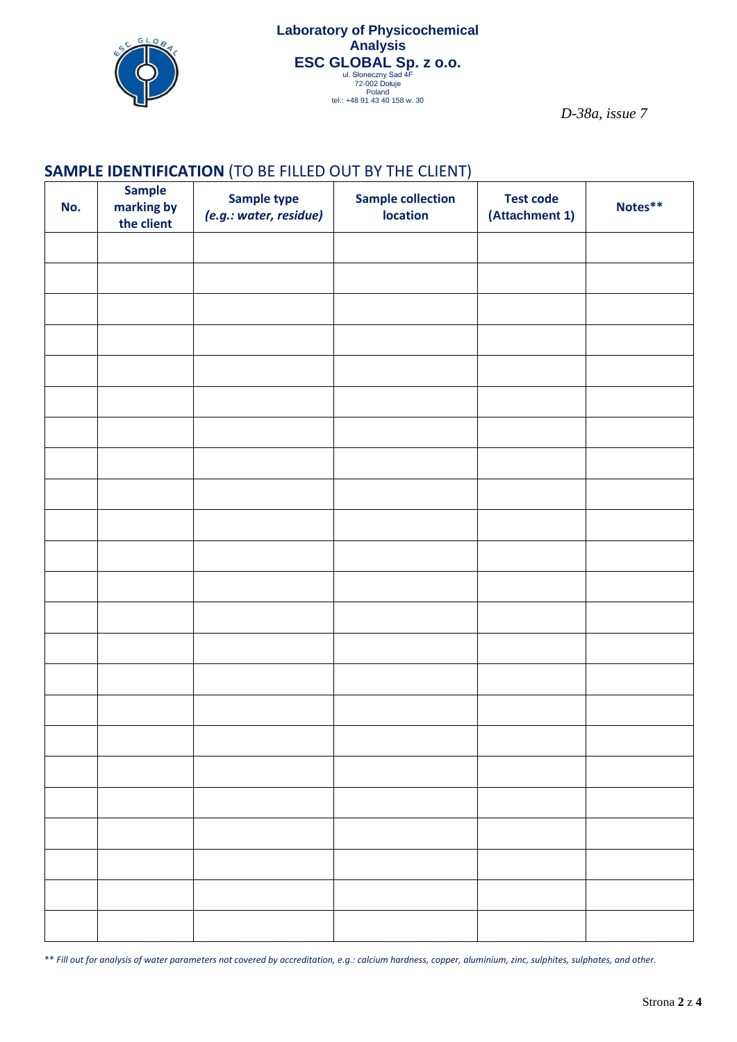**Laboratory of Physicochemical Analysis**
**ESC GLOBAL Sp. z o.o.**
ul. Słoneczny Sad 4F
72-002 Dołuje
Poland
tel.: +48 91 43 40 158 w. 30

*D-38a, issue 7*

## SAMPLE IDENTIFICATION (TO BE FILLED OUT BY THE CLIENT)

| No. | Sample marking by the client | Sample type *(e.g.: water, residue)* | Sample collection location | Test code (Attachment 1) | Notes** |
|---|---|---|---|---|---|
| | | | | | |
| | | | | | |
| | | | | | |
| | | | | | |
| | | | | | |
| | | | | | |
| | | | | | |
| | | | | | |
| | | | | | |
| | | | | | |
| | | | | | |
| | | | | | |
| | | | | | |
| | | | | | |
| | | | | | |
| | | | | | |
| | | | | | |
| | | | | | |
| | | | | | |
| | | | | | |
| | | | | | |
| | | | | | |
| | | | | | |

** *Fill out for analysis of water parameters not covered by accreditation, e.g.: calcium hardness, copper, aluminium, zinc, sulphites, sulphates, and other.*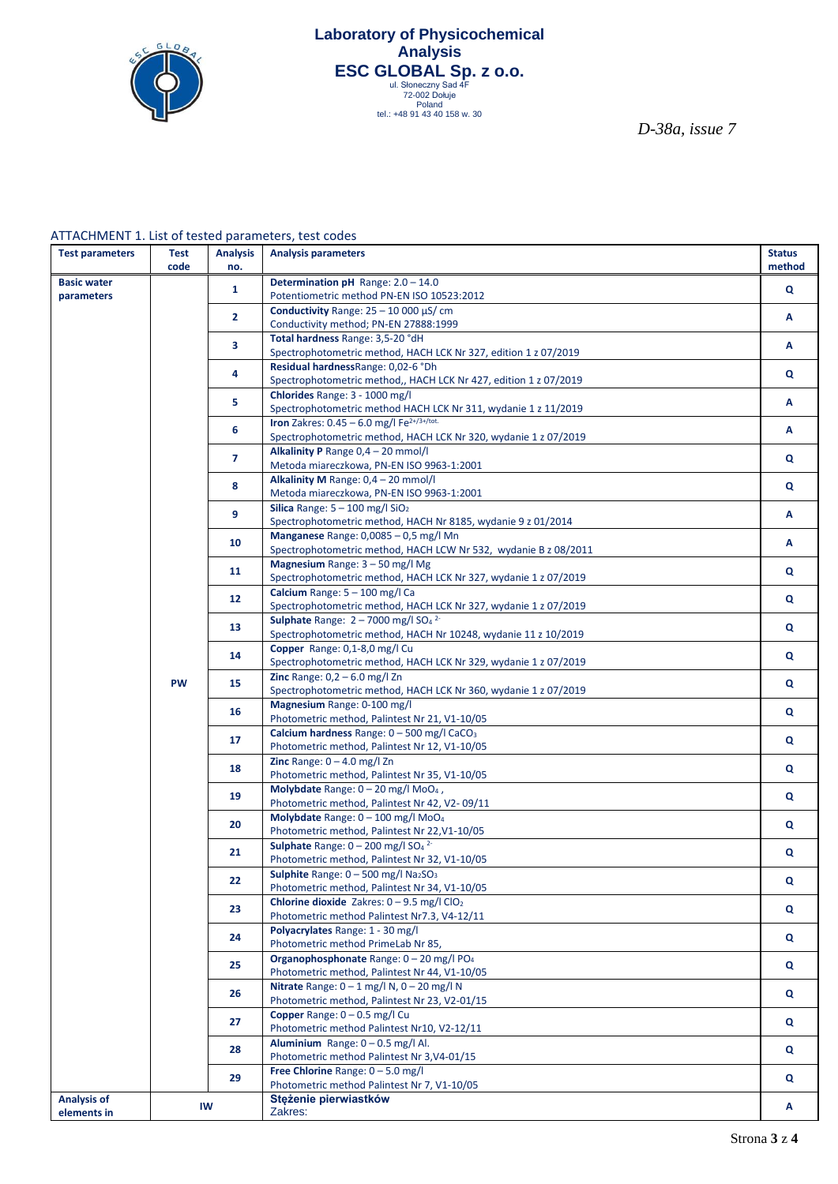**Laboratory of Physicochemical Analysis**
**ESC GLOBAL Sp. z o.o.**
ul. Słoneczny Sad 4F
72-002 Dołuje
Poland
tel.: +48 91 43 40 158 w. 30

*D-38a, issue 7*

ATTACHMENT 1. List of tested parameters, test codes

| Test parameters | Test code | Analysis no. | Analysis parameters | Status method |
|---|---|---|---|---|
| **Basic water parameters** | PW | **1** | **Determination pH** Range: 2.0 – 14.0<br>Potentiometric method PN-EN ISO 10523:2012 | **Q** |
| | | **2** | **Conductivity** Range: 25 – 10 000 µS/ cm<br>Conductivity method; PN-EN 27888:1999 | **A** |
| | | **3** | **Total hardness** Range: 3,5-20 °dH<br>Spectrophotometric method, HACH LCK Nr 327, edition 1 z 07/2019 | **A** |
| | | **4** | **Residual hardness**Range: 0,02-6 °Dh<br>Spectrophotometric method,, HACH LCK Nr 427, edition 1 z 07/2019 | **Q** |
| | | **5** | **Chlorides** Range: 3 - 1000 mg/l<br>Spectrophotometric method HACH LCK Nr 311, wydanie 1 z 11/2019 | **A** |
| | | **6** | **Iron** Zakres: 0.45 – 6.0 mg/l $Fe^{2+/3+/tot.}$<br>Spectrophotometric method, HACH LCK Nr 320, wydanie 1 z 07/2019 | **A** |
| | | **7** | **Alkalinity P** Range 0,4 – 20 mmol/l<br>Metoda miareczkowa, PN-EN ISO 9963-1:2001 | **Q** |
| | | **8** | **Alkalinity M** Range: 0,4 – 20 mmol/l<br>Metoda miareczkowa, PN-EN ISO 9963-1:2001 | **Q** |
| | | **9** | **Silica** Range: 5 – 100 mg/l $SiO_2$<br>Spectrophotometric method, HACH Nr 8185, wydanie 9 z 01/2014 | **A** |
| | | **10** | **Manganese** Range: 0,0085 – 0,5 mg/l Mn<br>Spectrophotometric method, HACH LCW Nr 532, wydanie B z 08/2011 | **A** |
| | | **11** | **Magnesium** Range: 3 – 50 mg/l Mg<br>Spectrophotometric method, HACH LCK Nr 327, wydanie 1 z 07/2019 | **Q** |
| | | **12** | **Calcium** Range: 5 – 100 mg/l Ca<br>Spectrophotometric method, HACH LCK Nr 327, wydanie 1 z 07/2019 | **Q** |
| | | **13** | **Sulphate** Range: 2 – 7000 mg/l $SO_4^{2-}$<br>Spectrophotometric method, HACH Nr 10248, wydanie 11 z 10/2019 | **Q** |
| | | **14** | **Copper** Range: 0,1-8,0 mg/l Cu<br>Spectrophotometric method, HACH LCK Nr 329, wydanie 1 z 07/2019 | **Q** |
| | | **15** | **Zinc** Range: 0,2 – 6.0 mg/l Zn<br>Spectrophotometric method, HACH LCK Nr 360, wydanie 1 z 07/2019 | **Q** |
| | | **16** | **Magnesium** Range: 0-100 mg/l<br>Photometric method, Palintest Nr 21, V1-10/05 | **Q** |
| | | **17** | **Calcium hardness** Range: 0 – 500 mg/l $CaCO_3$<br>Photometric method, Palintest Nr 12, V1-10/05 | **Q** |
| | | **18** | **Zinc** Range: 0 – 4.0 mg/l Zn<br>Photometric method, Palintest Nr 35, V1-10/05 | **Q** |
| | | **19** | **Molybdate** Range: 0 – 20 mg/l $MoO_4$ ,<br>Photometric method, Palintest Nr 42, V2- 09/11 | **Q** |
| | | **20** | **Molybdate** Range: 0 – 100 mg/l $MoO_4$<br>Photometric method, Palintest Nr 22,V1-10/05 | **Q** |
| | | **21** | **Sulphate** Range: 0 – 200 mg/l $SO_4^{2-}$<br>Photometric method, Palintest Nr 32, V1-10/05 | **Q** |
| | | **22** | **Sulphite** Range: 0 – 500 mg/l $Na_2SO_3$<br>Photometric method, Palintest Nr 34, V1-10/05 | **Q** |
| | | **23** | **Chlorine dioxide** Zakres: 0 – 9.5 mg/l $ClO_2$<br>Photometric method Palintest Nr7.3, V4-12/11 | **Q** |
| | | **24** | **Polyacrylates** Range: 1 - 30 mg/l<br>Photometric method PrimeLab Nr 85, | **Q** |
| | | **25** | **Organophosphonate** Range: 0 – 20 mg/l $PO_4$<br>Photometric method, Palintest Nr 44, V1-10/05 | **Q** |
| | | **26** | **Nitrate** Range: 0 – 1 mg/l N, 0 – 20 mg/l N<br>Photometric method, Palintest Nr 23, V2-01/15 | **Q** |
| | | **27** | **Copper** Range: 0 – 0.5 mg/l Cu<br>Photometric method Palintest Nr10, V2-12/11 | **Q** |
| | | **28** | **Aluminium** Range: 0 – 0.5 mg/l Al.<br>Photometric method Palintest Nr 3,V4-01/15 | **Q** |
| | | **29** | **Free Chlorine** Range: 0 – 5.0 mg/l<br>Photometric method Palintest Nr 7, V1-10/05 | **Q** |
| **Analysis of elements in** | IW | | **Stężenie pierwiastków**<br>Zakres: | **A** |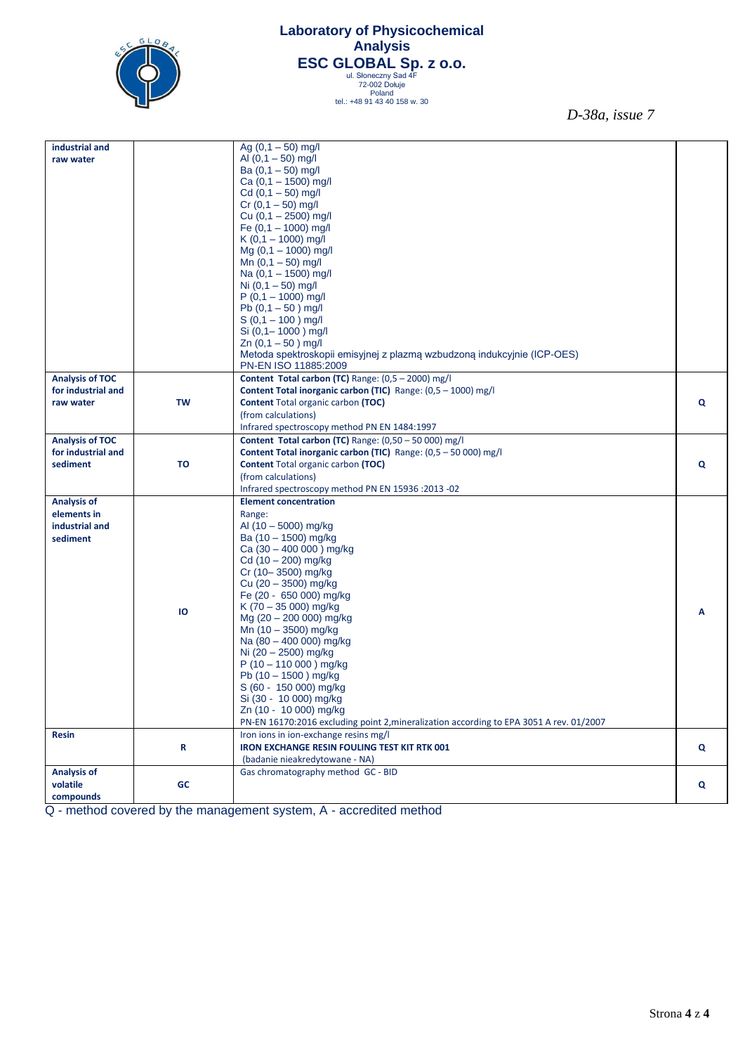| | | | |
|---|---|---|---|
| **industrial and raw water** | | Ag (0,1 – 50) mg/l<br>Al (0,1 – 50) mg/l<br>Ba (0,1 – 50) mg/l<br>Ca (0,1 – 1500) mg/l<br>Cd (0,1 – 50) mg/l<br>Cr (0,1 – 50) mg/l<br>Cu (0,1 – 2500) mg/l<br>Fe (0,1 – 1000) mg/l<br>K (0,1 – 1000) mg/l<br>Mg (0,1 – 1000) mg/l<br>Mn (0,1 – 50) mg/l<br>Na (0,1 – 1500) mg/l<br>Ni (0,1 – 50) mg/l<br>P (0,1 – 1000) mg/l<br>Pb (0,1 – 50 ) mg/l<br>S (0,1 – 100 ) mg/l<br>Si (0,1– 1000 ) mg/l<br>Zn (0,1 – 50 ) mg/l<br>Metoda spektroskopii emisyjnej z plazmą wzbudzoną indukcyjnie (ICP-OES)<br>PN-EN ISO 11885:2009 | |
| **Analysis of TOC for industrial and raw water** | **TW** | **Content Total carbon (TC)** Range: (0,5 – 2000) mg/l<br>**Content Total inorganic carbon (TIC)** Range: (0,5 – 1000) mg/l<br>**Content** Total organic carbon **(TOC)**<br>(from calculations)<br>Infrared spectroscopy method PN EN 1484:1997 | **Q** |
| **Analysis of TOC for industrial and sediment** | **TO** | **Content Total carbon (TC)** Range: (0,50 – 50 000) mg/l<br>**Content Total inorganic carbon (TIC)** Range: (0,5 – 50 000) mg/l<br>**Content** Total organic carbon **(TOC)**<br>(from calculations)<br>Infrared spectroscopy method PN EN 15936 :2013 -02 | **Q** |
| **Analysis of elements in industrial and sediment** | **IO** | **Element concentration**<br>Range:<br>Al (10 – 5000) mg/kg<br>Ba (10 – 1500) mg/kg<br>Ca (30 – 400 000 ) mg/kg<br>Cd (10 – 200) mg/kg<br>Cr (10– 3500) mg/kg<br>Cu (20 – 3500) mg/kg<br>Fe (20 - 650 000) mg/kg<br>K (70 – 35 000) mg/kg<br>Mg (20 – 200 000) mg/kg<br>Mn (10 – 3500) mg/kg<br>Na (80 – 400 000) mg/kg<br>Ni (20 – 2500) mg/kg<br>P (10 – 110 000 ) mg/kg<br>Pb (10 – 1500 ) mg/kg<br>S (60 - 150 000) mg/kg<br>Si (30 - 10 000) mg/kg<br>Zn (10 - 10 000) mg/kg<br>PN-EN 16170:2016 excluding point 2,mineralization according to EPA 3051 A rev. 01/2007 | **A** |
| **Resin** | **R** | Iron ions in ion-exchange resins mg/l<br>**IRON EXCHANGE RESIN FOULING TEST KIT RTK 001**<br>(badanie nieakredytowane - NA) | **Q** |
| **Analysis of volatile compounds** | **GC** | Gas chromatography method GC - BID | **Q** |

Q - method covered by the management system, A - accredited method